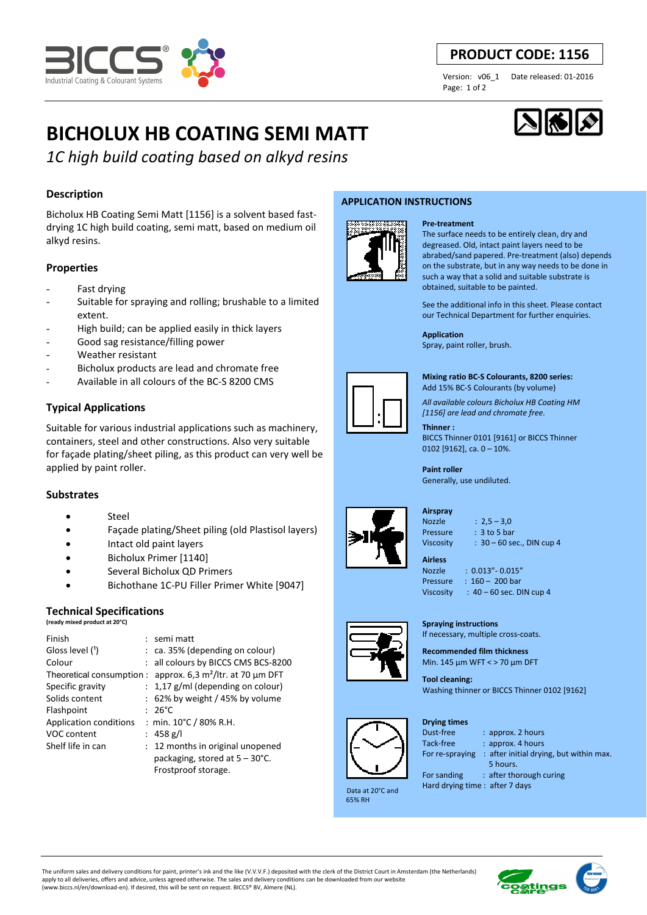**PRODUCT CODE: 1156**

Version: v06_1 Date released: 01-2016

# BICHOLUX HB COATING SEMI MATT

*1C high build coating based on alkyd resins*

## Description

Bicholux HB Coating Semi Matt [1156] is a solvent based fast-drying 1C high build coating, semi matt, based on medium oil alkyd resins.

## Properties

- Fast drying
- Suitable for spraying and rolling; brushable to a limited extent.
- High build; can be applied easily in thick layers
- Good sag resistance/filling power
- Weather resistant
- Bicholux products are lead and chromate free
- Available in all colours of the BC-S 8200 CMS

## Typical Applications

Suitable for various industrial applications such as machinery, containers, steel and other constructions. Also very suitable for façade plating/sheet piling, as this product can very well be applied by paint roller.

## Substrates

- Steel
- Façade plating/Sheet piling (old Plastisol layers)
- Intact old paint layers
- Bicholux Primer [1140]
- Several Bicholux QD Primers
- Bichothane 1C-PU Filler Primer White [9047]

## Technical Specifications

**(ready mixed product at 20°C)**

| | |
|---|---|
| Finish | : semi matt |
| Gloss level (1) | : ca. 35% (depending on colour) |
| Colour | : all colours by BICCS CMS BCS-8200 |
| Theoretical consumption | : approx. 6,3 m²/ltr. at 70 µm DFT |
| Specific gravity | : 1,17 g/ml (depending on colour) |
| Solids content | : 62% by weight / 45% by volume |
| Flashpoint | : 26°C |
| Application conditions | : min. 10°C / 80% R.H. |
| VOC content | : 458 g/l |
| Shelf life in can | : 12 months in original unopened packaging, stored at 5 – 30°C. Frostproof storage. |

## APPLICATION INSTRUCTIONS

**Pre-treatment**
The surface needs to be entirely clean, dry and degreased. Old, intact paint layers need to be abraded/sand papered. Pre-treatment (also) depends on the substrate, but in any way needs to be done in such a way that a solid and suitable substrate is obtained, suitable to be painted.

See the additional info in this sheet. Please contact our Technical Department for further enquiries.

**Application**
Spray, paint roller, brush.

**Mixing ratio BC-S Colourants, 8200 series:**
Add 15% BC-S Colourants (by volume)

*All available colours Bicholux HB Coating HM [1156] are lead and chromate free.*

**Thinner :**
BICCS Thinner 0101 [9161] or BICCS Thinner 0102 [9162], ca. 0 – 10%.

**Paint roller**
Generally, use undiluted.

**Airspray**

| | |
|---|---|
| Nozzle | : 2,5 – 3,0 |
| Pressure | : 3 to 5 bar |
| Viscosity | : 30 – 60 sec., DIN cup 4 |

**Airless**

| | |
|---|---|
| Nozzle | : 0.013”- 0.015” |
| Pressure | : 160 – 200 bar |
| Viscosity | : 40 – 60 sec. DIN cup 4 |

**Spraying instructions**
If necessary, multiple cross-coats.

**Recommended film thickness**
Min. 145 µm WFT < > 70 µm DFT

**Tool cleaning:**
Washing thinner or BICCS Thinner 0102 [9162]

**Drying times**

| | |
|---|---|
| Dust-free | : approx. 2 hours |
| Tack-free | : approx. 4 hours |
| For re-spraying | : after initial drying, but within max. 5 hours. |
| For sanding | : after thorough curing |
| Hard drying time | : after 7 days |

Data at 20°C and 65% RH

The uniform sales and delivery conditions for paint, printer's ink and the like (V.V.V.F.) deposited with the clerk of the District Court in Amsterdam (the Netherlands) apply to all deliveries, offers and advice, unless agreed otherwise. The sales and delivery conditions can be downloaded from our website (www.biccs.nl/en/download-en). If desired, this will be sent on request. BICCS® BV, Almere (NL).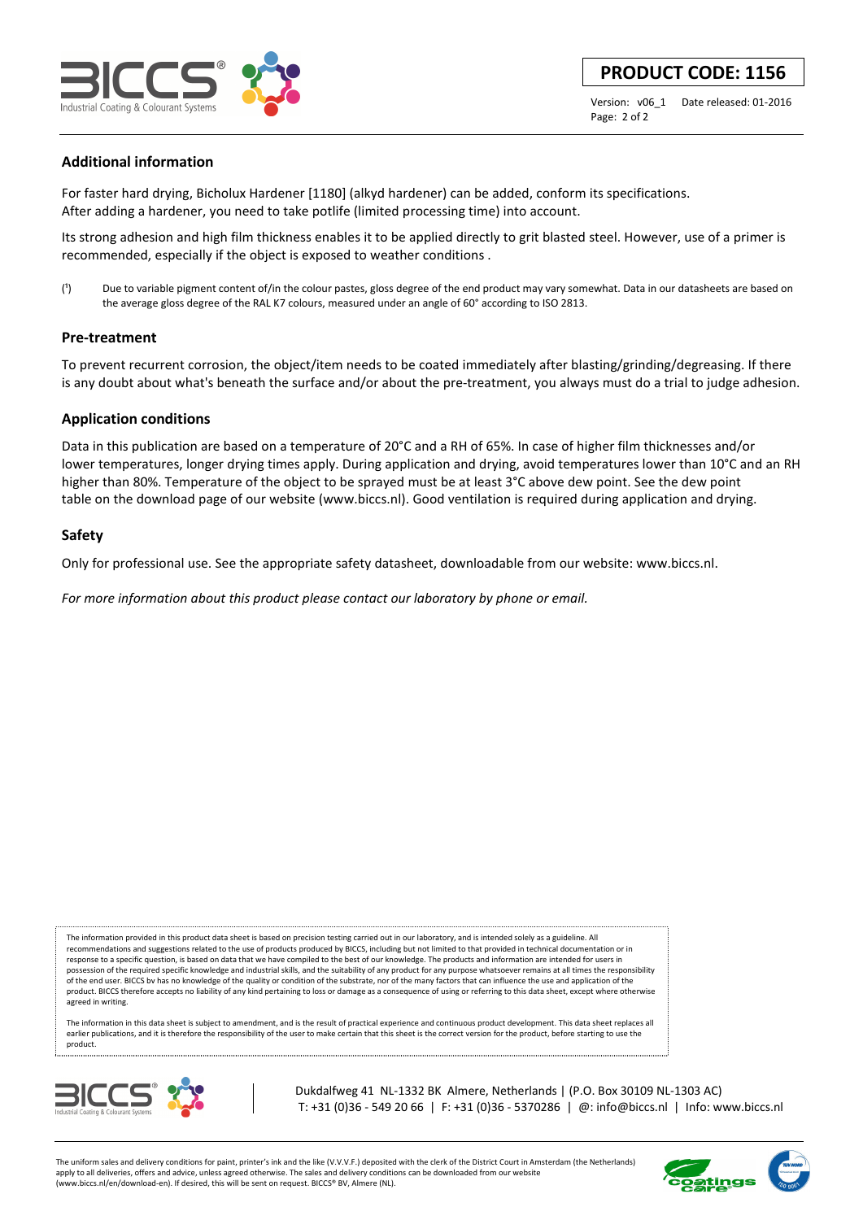## Additional information

For faster hard drying, Bicholux Hardener [1180] (alkyd hardener) can be added, conform its specifications.
After adding a hardener, you need to take potlife (limited processing time) into account.

Its strong adhesion and high film thickness enables it to be applied directly to grit blasted steel. However, use of a primer is recommended, especially if the object is exposed to weather conditions .

(1) Due to variable pigment content of/in the colour pastes, gloss degree of the end product may vary somewhat. Data in our datasheets are based on the average gloss degree of the RAL K7 colours, measured under an angle of 60° according to ISO 2813.

## Pre-treatment

To prevent recurrent corrosion, the object/item needs to be coated immediately after blasting/grinding/degreasing. If there is any doubt about what's beneath the surface and/or about the pre-treatment, you always must do a trial to judge adhesion.

## Application conditions

Data in this publication are based on a temperature of 20°C and a RH of 65%. In case of higher film thicknesses and/or lower temperatures, longer drying times apply. During application and drying, avoid temperatures lower than 10°C and an RH higher than 80%. Temperature of the object to be sprayed must be at least 3°C above dew point. See the dew point table on the download page of our website (www.biccs.nl). Good ventilation is required during application and drying.

## Safety

Only for professional use. See the appropriate safety datasheet, downloadable from our website: www.biccs.nl.

*For more information about this product please contact our laboratory by phone or email.*

The information provided in this product data sheet is based on precision testing carried out in our laboratory, and is intended solely as a guideline. All recommendations and suggestions related to the use of products produced by BICCS, including but not limited to that provided in technical documentation or in response to a specific question, is based on data that we have compiled to the best of our knowledge. The products and information are intended for users in possession of the required specific knowledge and industrial skills, and the suitability of any product for any purpose whatsoever remains at all times the responsibility of the end user. BICCS bv has no knowledge of the quality or condition of the substrate, nor of the many factors that can influence the use and application of the product. BICCS therefore accepts no liability of any kind pertaining to loss or damage as a consequence of using or referring to this data sheet, except where otherwise agreed in writing.

The information in this data sheet is subject to amendment, and is the result of practical experience and continuous product development. This data sheet replaces all earlier publications, and it is therefore the responsibility of the user to make certain that this sheet is the correct version for the product, before starting to use the product.

Dukdalfweg 41 NL-1332 BK Almere, Netherlands | (P.O. Box 30109 NL-1303 AC)
T: +31 (0)36 - 549 20 66 | F: +31 (0)36 - 5370286 | @: info@biccs.nl | Info: www.biccs.nl

The uniform sales and delivery conditions for paint, printer's ink and the like (V.V.V.F.) deposited with the clerk of the District Court in Amsterdam (the Netherlands) apply to all deliveries, offers and advice, unless agreed otherwise. The sales and delivery conditions can be downloaded from our website (www.biccs.nl/en/download-en). If desired, this will be sent on request. BICCS® BV, Almere (NL).